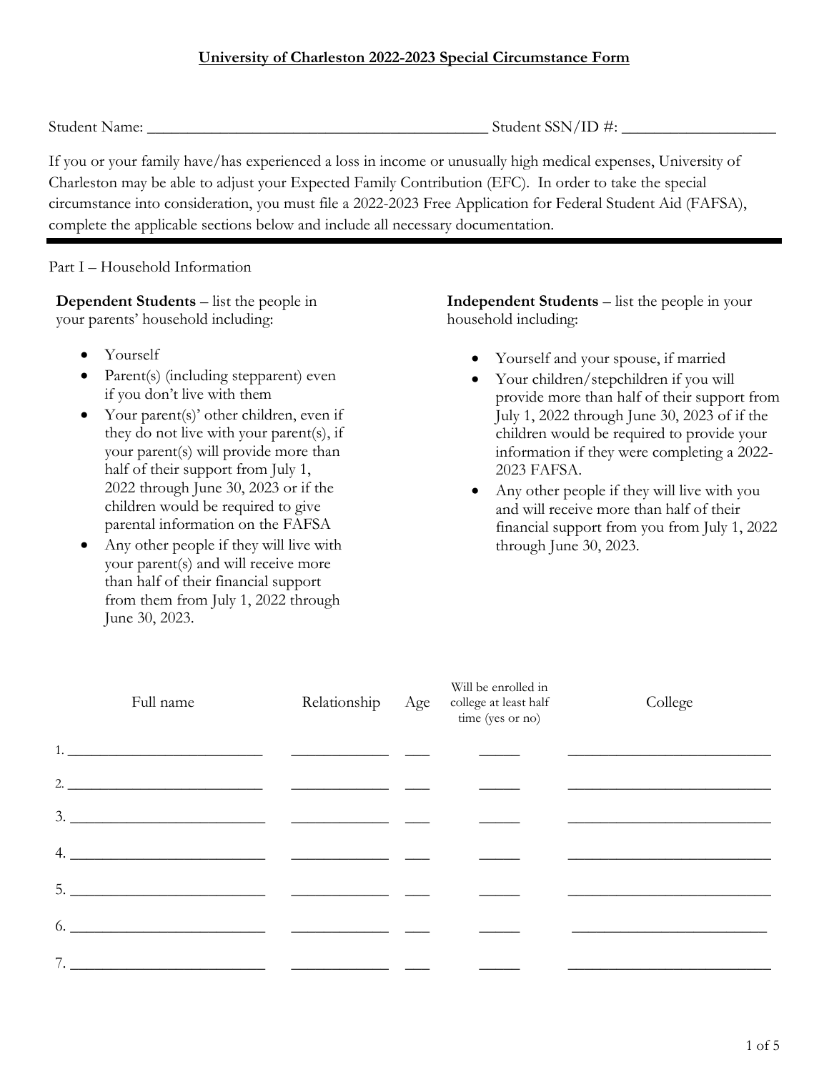# University of Charleston 2022-2023 Special Circumstance Form

Student Name: ___________________________________________ Student SSN/ID #: ___________________

If you or your family have/has experienced a loss in income or unusually high medical expenses, University of Charleston may be able to adjust your Expected Family Contribution (EFC). In order to take the special circumstance into consideration, you must file a 2022-2023 Free Application for Federal Student Aid (FAFSA), complete the applicable sections below and include all necessary documentation.

---

Part I – Household Information

**Dependent Students** – list the people in your parents' household including:

- Yourself
- Parent(s) (including stepparent) even if you don't live with them
- Your parent(s)' other children, even if they do not live with your parent(s), if your parent(s) will provide more than half of their support from July 1, 2022 through June 30, 2023 or if the children would be required to give parental information on the FAFSA
- Any other people if they will live with your parent(s) and will receive more than half of their financial support from them from July 1, 2022 through June 30, 2023.

**Independent Students** – list the people in your household including:

- Yourself and your spouse, if married
- Your children/stepchildren if you will provide more than half of their support from July 1, 2022 through June 30, 2023 of if the children would be required to provide your information if they were completing a 2022-2023 FAFSA.
- Any other people if they will live with you and will receive more than half of their financial support from you from July 1, 2022 through June 30, 2023.

| | Full name | Relationship | Age | Will be enrolled in college at least half time (yes or no) | College |
|---|---|---|---|---|---|
| 1. | | | | | |
| 2. | | | | | |
| 3. | | | | | |
| 4. | | | | | |
| 5. | | | | | |
| 6. | | | | | |
| 7. | | | | | |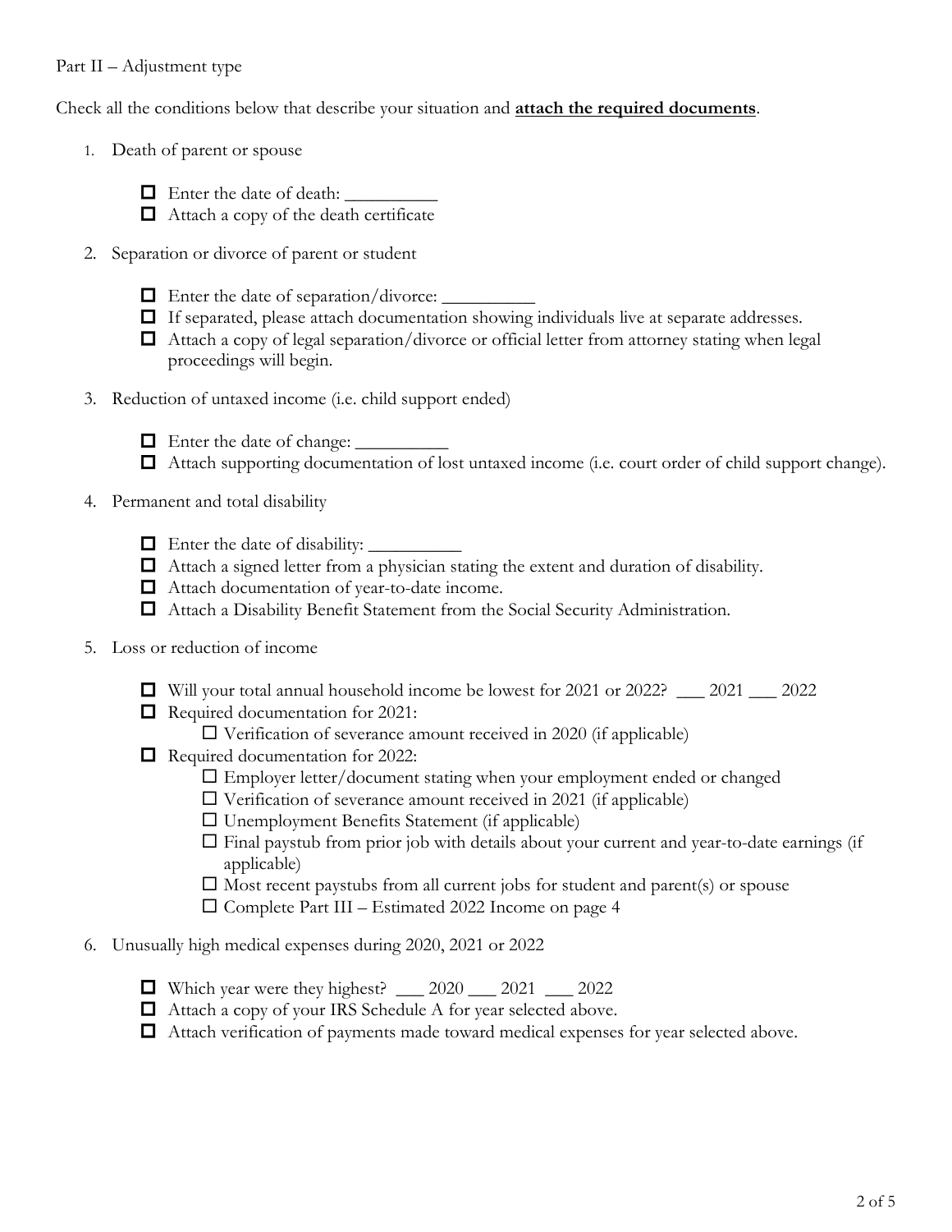Part II – Adjustment type

Check all the conditions below that describe your situation and **attach the required documents**.

1. Death of parent or spouse

   - ☐ Enter the date of death: __________
   - ☐ Attach a copy of the death certificate

2. Separation or divorce of parent or student

   - ☐ Enter the date of separation/divorce: __________
   - ☐ If separated, please attach documentation showing individuals live at separate addresses.
   - ☐ Attach a copy of legal separation/divorce or official letter from attorney stating when legal proceedings will begin.

3. Reduction of untaxed income (i.e. child support ended)

   - ☐ Enter the date of change: __________
   - ☐ Attach supporting documentation of lost untaxed income (i.e. court order of child support change).

4. Permanent and total disability

   - ☐ Enter the date of disability: __________
   - ☐ Attach a signed letter from a physician stating the extent and duration of disability.
   - ☐ Attach documentation of year-to-date income.
   - ☐ Attach a Disability Benefit Statement from the Social Security Administration.

5. Loss or reduction of income

   - ☐ Will your total annual household income be lowest for 2021 or 2022? ___ 2021 ___ 2022
   - ☐ Required documentation for 2021:
     - ☐ Verification of severance amount received in 2020 (if applicable)
   - ☐ Required documentation for 2022:
     - ☐ Employer letter/document stating when your employment ended or changed
     - ☐ Verification of severance amount received in 2021 (if applicable)
     - ☐ Unemployment Benefits Statement (if applicable)
     - ☐ Final paystub from prior job with details about your current and year-to-date earnings (if applicable)
     - ☐ Most recent paystubs from all current jobs for student and parent(s) or spouse
     - ☐ Complete Part III – Estimated 2022 Income on page 4

6. Unusually high medical expenses during 2020, 2021 or 2022

   - ☐ Which year were they highest? ___ 2020 ___ 2021 ___ 2022
   - ☐ Attach a copy of your IRS Schedule A for year selected above.
   - ☐ Attach verification of payments made toward medical expenses for year selected above.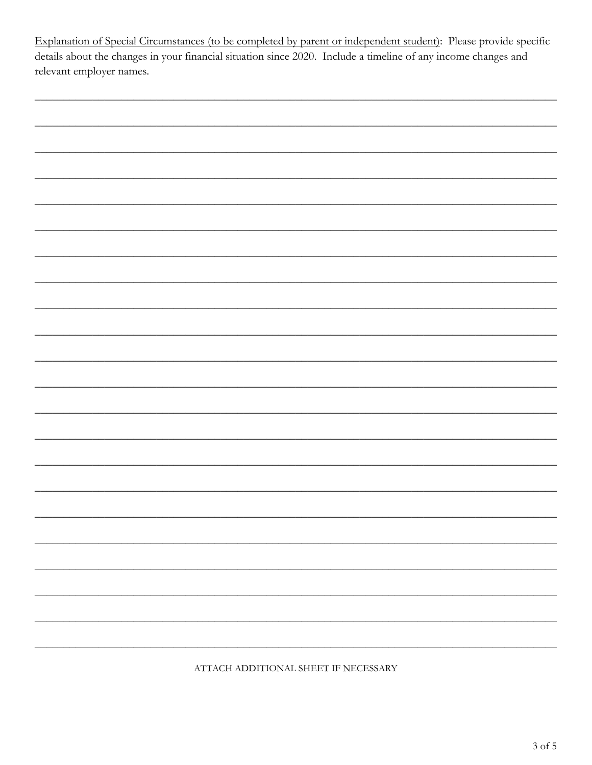<u>Explanation of Special Circumstances (to be completed by parent or independent student)</u>: Please provide specific details about the changes in your financial situation since 2020. Include a timeline of any income changes and relevant employer names.

\_\_\_\_\_\_\_\_\_\_\_\_\_\_\_\_\_\_\_\_\_\_\_\_\_\_\_\_\_\_\_\_\_\_\_\_\_\_\_\_\_\_\_\_\_\_\_\_\_\_\_\_\_\_\_\_\_\_\_\_\_\_\_\_\_\_\_\_\_\_\_\_\_\_\_\_\_\_

\_\_\_\_\_\_\_\_\_\_\_\_\_\_\_\_\_\_\_\_\_\_\_\_\_\_\_\_\_\_\_\_\_\_\_\_\_\_\_\_\_\_\_\_\_\_\_\_\_\_\_\_\_\_\_\_\_\_\_\_\_\_\_\_\_\_\_\_\_\_\_\_\_\_\_\_\_\_

\_\_\_\_\_\_\_\_\_\_\_\_\_\_\_\_\_\_\_\_\_\_\_\_\_\_\_\_\_\_\_\_\_\_\_\_\_\_\_\_\_\_\_\_\_\_\_\_\_\_\_\_\_\_\_\_\_\_\_\_\_\_\_\_\_\_\_\_\_\_\_\_\_\_\_\_\_\_

\_\_\_\_\_\_\_\_\_\_\_\_\_\_\_\_\_\_\_\_\_\_\_\_\_\_\_\_\_\_\_\_\_\_\_\_\_\_\_\_\_\_\_\_\_\_\_\_\_\_\_\_\_\_\_\_\_\_\_\_\_\_\_\_\_\_\_\_\_\_\_\_\_\_\_\_\_\_

\_\_\_\_\_\_\_\_\_\_\_\_\_\_\_\_\_\_\_\_\_\_\_\_\_\_\_\_\_\_\_\_\_\_\_\_\_\_\_\_\_\_\_\_\_\_\_\_\_\_\_\_\_\_\_\_\_\_\_\_\_\_\_\_\_\_\_\_\_\_\_\_\_\_\_\_\_\_

\_\_\_\_\_\_\_\_\_\_\_\_\_\_\_\_\_\_\_\_\_\_\_\_\_\_\_\_\_\_\_\_\_\_\_\_\_\_\_\_\_\_\_\_\_\_\_\_\_\_\_\_\_\_\_\_\_\_\_\_\_\_\_\_\_\_\_\_\_\_\_\_\_\_\_\_\_\_

\_\_\_\_\_\_\_\_\_\_\_\_\_\_\_\_\_\_\_\_\_\_\_\_\_\_\_\_\_\_\_\_\_\_\_\_\_\_\_\_\_\_\_\_\_\_\_\_\_\_\_\_\_\_\_\_\_\_\_\_\_\_\_\_\_\_\_\_\_\_\_\_\_\_\_\_\_\_

\_\_\_\_\_\_\_\_\_\_\_\_\_\_\_\_\_\_\_\_\_\_\_\_\_\_\_\_\_\_\_\_\_\_\_\_\_\_\_\_\_\_\_\_\_\_\_\_\_\_\_\_\_\_\_\_\_\_\_\_\_\_\_\_\_\_\_\_\_\_\_\_\_\_\_\_\_\_

\_\_\_\_\_\_\_\_\_\_\_\_\_\_\_\_\_\_\_\_\_\_\_\_\_\_\_\_\_\_\_\_\_\_\_\_\_\_\_\_\_\_\_\_\_\_\_\_\_\_\_\_\_\_\_\_\_\_\_\_\_\_\_\_\_\_\_\_\_\_\_\_\_\_\_\_\_\_

\_\_\_\_\_\_\_\_\_\_\_\_\_\_\_\_\_\_\_\_\_\_\_\_\_\_\_\_\_\_\_\_\_\_\_\_\_\_\_\_\_\_\_\_\_\_\_\_\_\_\_\_\_\_\_\_\_\_\_\_\_\_\_\_\_\_\_\_\_\_\_\_\_\_\_\_\_\_

\_\_\_\_\_\_\_\_\_\_\_\_\_\_\_\_\_\_\_\_\_\_\_\_\_\_\_\_\_\_\_\_\_\_\_\_\_\_\_\_\_\_\_\_\_\_\_\_\_\_\_\_\_\_\_\_\_\_\_\_\_\_\_\_\_\_\_\_\_\_\_\_\_\_\_\_\_\_

\_\_\_\_\_\_\_\_\_\_\_\_\_\_\_\_\_\_\_\_\_\_\_\_\_\_\_\_\_\_\_\_\_\_\_\_\_\_\_\_\_\_\_\_\_\_\_\_\_\_\_\_\_\_\_\_\_\_\_\_\_\_\_\_\_\_\_\_\_\_\_\_\_\_\_\_\_\_

\_\_\_\_\_\_\_\_\_\_\_\_\_\_\_\_\_\_\_\_\_\_\_\_\_\_\_\_\_\_\_\_\_\_\_\_\_\_\_\_\_\_\_\_\_\_\_\_\_\_\_\_\_\_\_\_\_\_\_\_\_\_\_\_\_\_\_\_\_\_\_\_\_\_\_\_\_\_

\_\_\_\_\_\_\_\_\_\_\_\_\_\_\_\_\_\_\_\_\_\_\_\_\_\_\_\_\_\_\_\_\_\_\_\_\_\_\_\_\_\_\_\_\_\_\_\_\_\_\_\_\_\_\_\_\_\_\_\_\_\_\_\_\_\_\_\_\_\_\_\_\_\_\_\_\_\_

\_\_\_\_\_\_\_\_\_\_\_\_\_\_\_\_\_\_\_\_\_\_\_\_\_\_\_\_\_\_\_\_\_\_\_\_\_\_\_\_\_\_\_\_\_\_\_\_\_\_\_\_\_\_\_\_\_\_\_\_\_\_\_\_\_\_\_\_\_\_\_\_\_\_\_\_\_\_

\_\_\_\_\_\_\_\_\_\_\_\_\_\_\_\_\_\_\_\_\_\_\_\_\_\_\_\_\_\_\_\_\_\_\_\_\_\_\_\_\_\_\_\_\_\_\_\_\_\_\_\_\_\_\_\_\_\_\_\_\_\_\_\_\_\_\_\_\_\_\_\_\_\_\_\_\_\_

\_\_\_\_\_\_\_\_\_\_\_\_\_\_\_\_\_\_\_\_\_\_\_\_\_\_\_\_\_\_\_\_\_\_\_\_\_\_\_\_\_\_\_\_\_\_\_\_\_\_\_\_\_\_\_\_\_\_\_\_\_\_\_\_\_\_\_\_\_\_\_\_\_\_\_\_\_\_

\_\_\_\_\_\_\_\_\_\_\_\_\_\_\_\_\_\_\_\_\_\_\_\_\_\_\_\_\_\_\_\_\_\_\_\_\_\_\_\_\_\_\_\_\_\_\_\_\_\_\_\_\_\_\_\_\_\_\_\_\_\_\_\_\_\_\_\_\_\_\_\_\_\_\_\_\_\_

\_\_\_\_\_\_\_\_\_\_\_\_\_\_\_\_\_\_\_\_\_\_\_\_\_\_\_\_\_\_\_\_\_\_\_\_\_\_\_\_\_\_\_\_\_\_\_\_\_\_\_\_\_\_\_\_\_\_\_\_\_\_\_\_\_\_\_\_\_\_\_\_\_\_\_\_\_\_

\_\_\_\_\_\_\_\_\_\_\_\_\_\_\_\_\_\_\_\_\_\_\_\_\_\_\_\_\_\_\_\_\_\_\_\_\_\_\_\_\_\_\_\_\_\_\_\_\_\_\_\_\_\_\_\_\_\_\_\_\_\_\_\_\_\_\_\_\_\_\_\_\_\_\_\_\_\_

\_\_\_\_\_\_\_\_\_\_\_\_\_\_\_\_\_\_\_\_\_\_\_\_\_\_\_\_\_\_\_\_\_\_\_\_\_\_\_\_\_\_\_\_\_\_\_\_\_\_\_\_\_\_\_\_\_\_\_\_\_\_\_\_\_\_\_\_\_\_\_\_\_\_\_\_\_\_

\_\_\_\_\_\_\_\_\_\_\_\_\_\_\_\_\_\_\_\_\_\_\_\_\_\_\_\_\_\_\_\_\_\_\_\_\_\_\_\_\_\_\_\_\_\_\_\_\_\_\_\_\_\_\_\_\_\_\_\_\_\_\_\_\_\_\_\_\_\_\_\_\_\_\_\_\_\_

ATTACH ADDITIONAL SHEET IF NECESSARY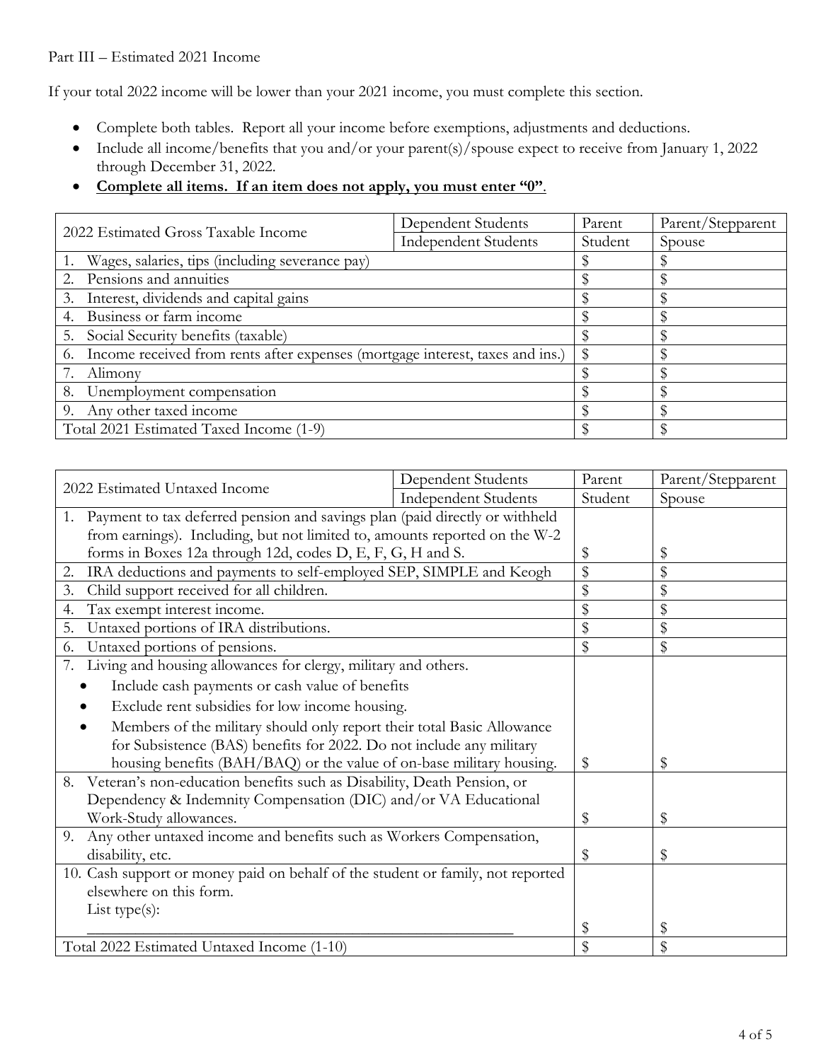Part III – Estimated 2021 Income

If your total 2022 income will be lower than your 2021 income, you must complete this section.

- Complete both tables. Report all your income before exemptions, adjustments and deductions.
- Include all income/benefits that you and/or your parent(s)/spouse expect to receive from January 1, 2022 through December 31, 2022.
- **<u>Complete all items. If an item does not apply, you must enter "0"</u>**.

| 2022 Estimated Gross Taxable Income | Dependent Students | Parent | Parent/Stepparent |
|---|---|---|---|
| | Independent Students | Student | Spouse |
| 1. Wages, salaries, tips (including severance pay) | | $ | $ |
| 2. Pensions and annuities | | $ | $ |
| 3. Interest, dividends and capital gains | | $ | $ |
| 4. Business or farm income | | $ | $ |
| 5. Social Security benefits (taxable) | | $ | $ |
| 6. Income received from rents after expenses (mortgage interest, taxes and ins.) | | $ | $ |
| 7. Alimony | | $ | $ |
| 8. Unemployment compensation | | $ | $ |
| 9. Any other taxed income | | $ | $ |
| Total 2021 Estimated Taxed Income (1-9) | | $ | $ |

| 2022 Estimated Untaxed Income | Dependent Students | Parent | Parent/Stepparent |
|---|---|---|---|
| | Independent Students | Student | Spouse |
| 1. Payment to tax deferred pension and savings plan (paid directly or withheld from earnings). Including, but not limited to, amounts reported on the W-2 forms in Boxes 12a through 12d, codes D, E, F, G, H and S. | | $ | $ |
| 2. IRA deductions and payments to self-employed SEP, SIMPLE and Keogh | | $ | $ |
| 3. Child support received for all children. | | $ | $ |
| 4. Tax exempt interest income. | | $ | $ |
| 5. Untaxed portions of IRA distributions. | | $ | $ |
| 6. Untaxed portions of pensions. | | $ | $ |
| 7. Living and housing allowances for clergy, military and others. • Include cash payments or cash value of benefits • Exclude rent subsidies for low income housing. • Members of the military should only report their total Basic Allowance for Subsistence (BAS) benefits for 2022. Do not include any military housing benefits (BAH/BAQ) or the value of on-base military housing. | | $ | $ |
| 8. Veteran's non-education benefits such as Disability, Death Pension, or Dependency & Indemnity Compensation (DIC) and/or VA Educational Work-Study allowances. | | $ | $ |
| 9. Any other untaxed income and benefits such as Workers Compensation, disability, etc. | | $ | $ |
| 10. Cash support or money paid on behalf of the student or family, not reported elsewhere on this form. List type(s): ______________________________ | | $ | $ |
| Total 2022 Estimated Untaxed Income (1-10) | | $ | $ |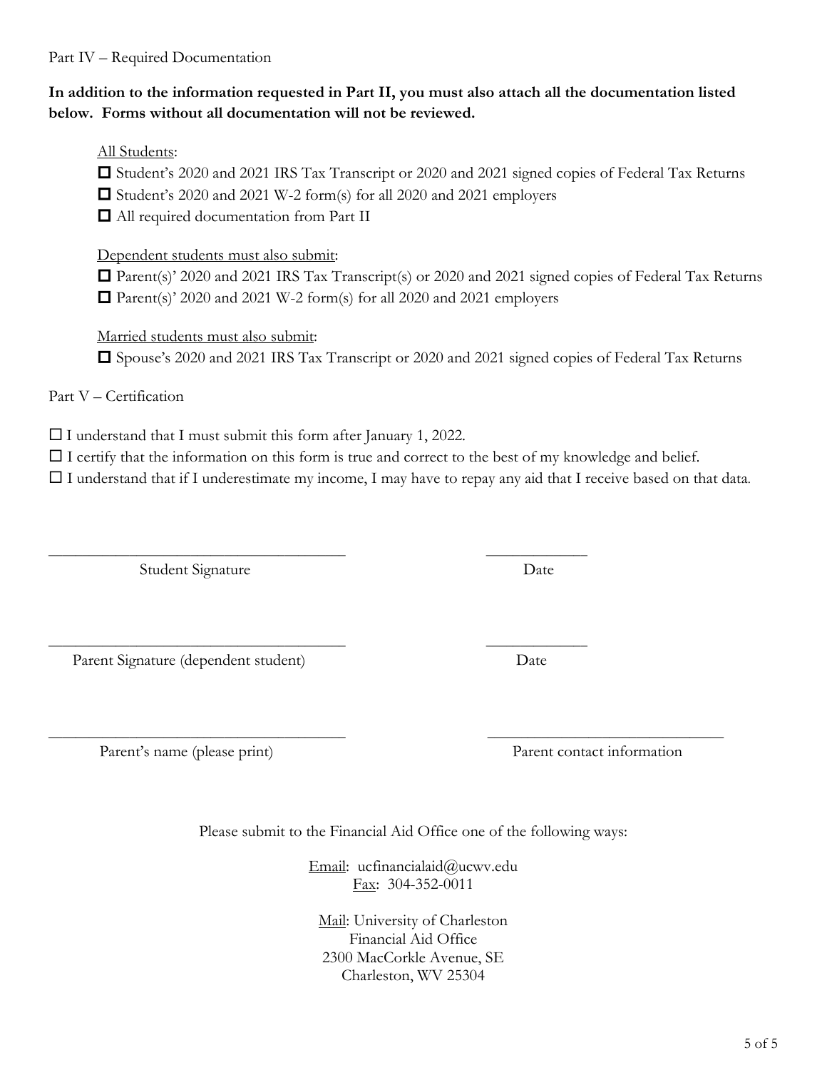Part IV – Required Documentation

**In addition to the information requested in Part II, you must also attach all the documentation listed below. Forms without all documentation will not be reviewed.**

All Students:

- ☐ Student's 2020 and 2021 IRS Tax Transcript or 2020 and 2021 signed copies of Federal Tax Returns
- ☐ Student's 2020 and 2021 W-2 form(s) for all 2020 and 2021 employers
- ☐ All required documentation from Part II

Dependent students must also submit:

- ☐ Parent(s)' 2020 and 2021 IRS Tax Transcript(s) or 2020 and 2021 signed copies of Federal Tax Returns
- ☐ Parent(s)' 2020 and 2021 W-2 form(s) for all 2020 and 2021 employers

Married students must also submit:

- ☐ Spouse's 2020 and 2021 IRS Tax Transcript or 2020 and 2021 signed copies of Federal Tax Returns

Part V – Certification

- ☐ I understand that I must submit this form after January 1, 2022.
- ☐ I certify that the information on this form is true and correct to the best of my knowledge and belief.
- ☐ I understand that if I underestimate my income, I may have to repay any aid that I receive based on that data.

_____________________________________ _____________

Student Signature Date

_____________________________________ _____________

Parent Signature (dependent student) Date

_____________________________________ _____________________________

Parent's name (please print) Parent contact information

Please submit to the Financial Aid Office one of the following ways:

Email: ucfinancialaid@ucwv.edu
Fax: 304-352-0011

Mail: University of Charleston
Financial Aid Office
2300 MacCorkle Avenue, SE
Charleston, WV 25304